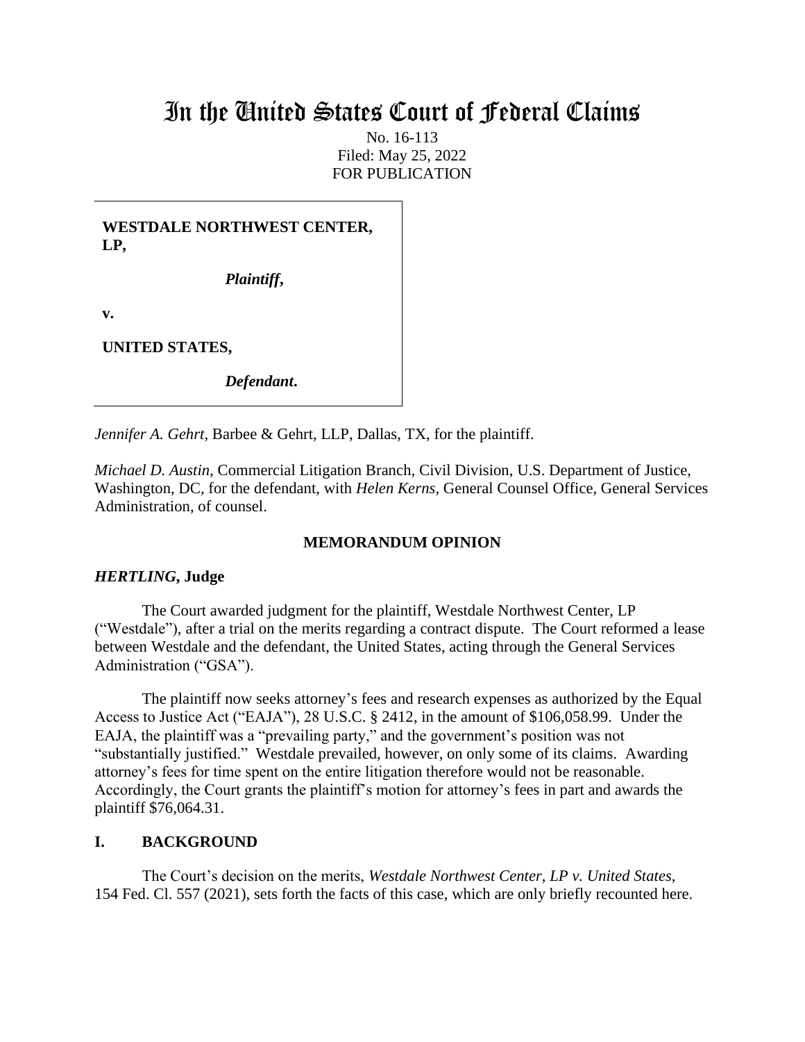# In the United States Court of Federal Claims

No. 16-113
Filed: May 25, 2022
FOR PUBLICATION

**WESTDALE NORTHWEST CENTER, LP,**

*Plaintiff*,

**v.**

**UNITED STATES,**

*Defendant*.

*Jennifer A. Gehrt*, Barbee & Gehrt, LLP, Dallas, TX, for the plaintiff.

*Michael D. Austin*, Commercial Litigation Branch, Civil Division, U.S. Department of Justice, Washington, DC, for the defendant, with *Helen Kerns*, General Counsel Office, General Services Administration, of counsel.

## MEMORANDUM OPINION

***HERTLING*, Judge**

The Court awarded judgment for the plaintiff, Westdale Northwest Center, LP ("Westdale"), after a trial on the merits regarding a contract dispute. The Court reformed a lease between Westdale and the defendant, the United States, acting through the General Services Administration ("GSA").

The plaintiff now seeks attorney's fees and research expenses as authorized by the Equal Access to Justice Act ("EAJA"), 28 U.S.C. § 2412, in the amount of $106,058.99. Under the EAJA, the plaintiff was a "prevailing party," and the government's position was not "substantially justified." Westdale prevailed, however, on only some of its claims. Awarding attorney's fees for time spent on the entire litigation therefore would not be reasonable. Accordingly, the Court grants the plaintiff's motion for attorney's fees in part and awards the plaintiff $76,064.31.

## I. BACKGROUND

The Court's decision on the merits, *Westdale Northwest Center, LP v. United States*, 154 Fed. Cl. 557 (2021), sets forth the facts of this case, which are only briefly recounted here.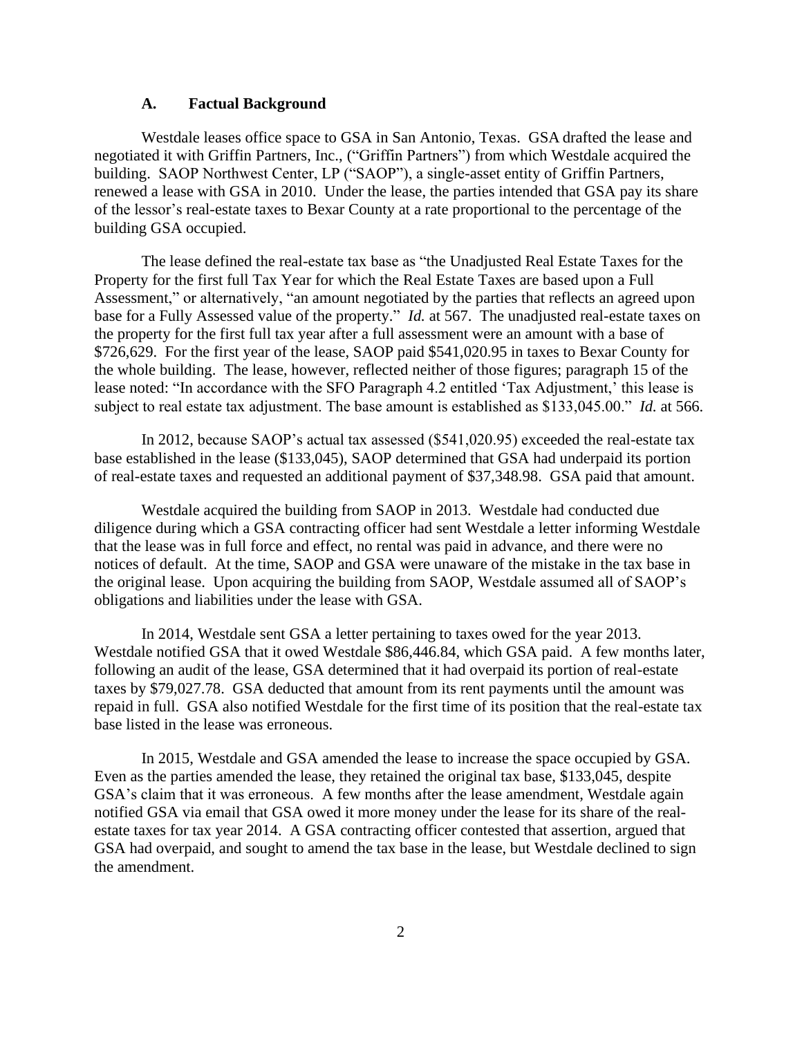### A. Factual Background

Westdale leases office space to GSA in San Antonio, Texas. GSA drafted the lease and negotiated it with Griffin Partners, Inc., ("Griffin Partners") from which Westdale acquired the building. SAOP Northwest Center, LP ("SAOP"), a single-asset entity of Griffin Partners, renewed a lease with GSA in 2010. Under the lease, the parties intended that GSA pay its share of the lessor's real-estate taxes to Bexar County at a rate proportional to the percentage of the building GSA occupied.

The lease defined the real-estate tax base as "the Unadjusted Real Estate Taxes for the Property for the first full Tax Year for which the Real Estate Taxes are based upon a Full Assessment," or alternatively, "an amount negotiated by the parties that reflects an agreed upon base for a Fully Assessed value of the property." *Id.* at 567. The unadjusted real-estate taxes on the property for the first full tax year after a full assessment were an amount with a base of $726,629. For the first year of the lease, SAOP paid $541,020.95 in taxes to Bexar County for the whole building. The lease, however, reflected neither of those figures; paragraph 15 of the lease noted: "In accordance with the SFO Paragraph 4.2 entitled 'Tax Adjustment,' this lease is subject to real estate tax adjustment. The base amount is established as $133,045.00." *Id.* at 566.

In 2012, because SAOP's actual tax assessed ($541,020.95) exceeded the real-estate tax base established in the lease ($133,045), SAOP determined that GSA had underpaid its portion of real-estate taxes and requested an additional payment of $37,348.98. GSA paid that amount.

Westdale acquired the building from SAOP in 2013. Westdale had conducted due diligence during which a GSA contracting officer had sent Westdale a letter informing Westdale that the lease was in full force and effect, no rental was paid in advance, and there were no notices of default. At the time, SAOP and GSA were unaware of the mistake in the tax base in the original lease. Upon acquiring the building from SAOP, Westdale assumed all of SAOP's obligations and liabilities under the lease with GSA.

In 2014, Westdale sent GSA a letter pertaining to taxes owed for the year 2013. Westdale notified GSA that it owed Westdale $86,446.84, which GSA paid. A few months later, following an audit of the lease, GSA determined that it had overpaid its portion of real-estate taxes by $79,027.78. GSA deducted that amount from its rent payments until the amount was repaid in full. GSA also notified Westdale for the first time of its position that the real-estate tax base listed in the lease was erroneous.

In 2015, Westdale and GSA amended the lease to increase the space occupied by GSA. Even as the parties amended the lease, they retained the original tax base, $133,045, despite GSA's claim that it was erroneous. A few months after the lease amendment, Westdale again notified GSA via email that GSA owed it more money under the lease for its share of the real-estate taxes for tax year 2014. A GSA contracting officer contested that assertion, argued that GSA had overpaid, and sought to amend the tax base in the lease, but Westdale declined to sign the amendment.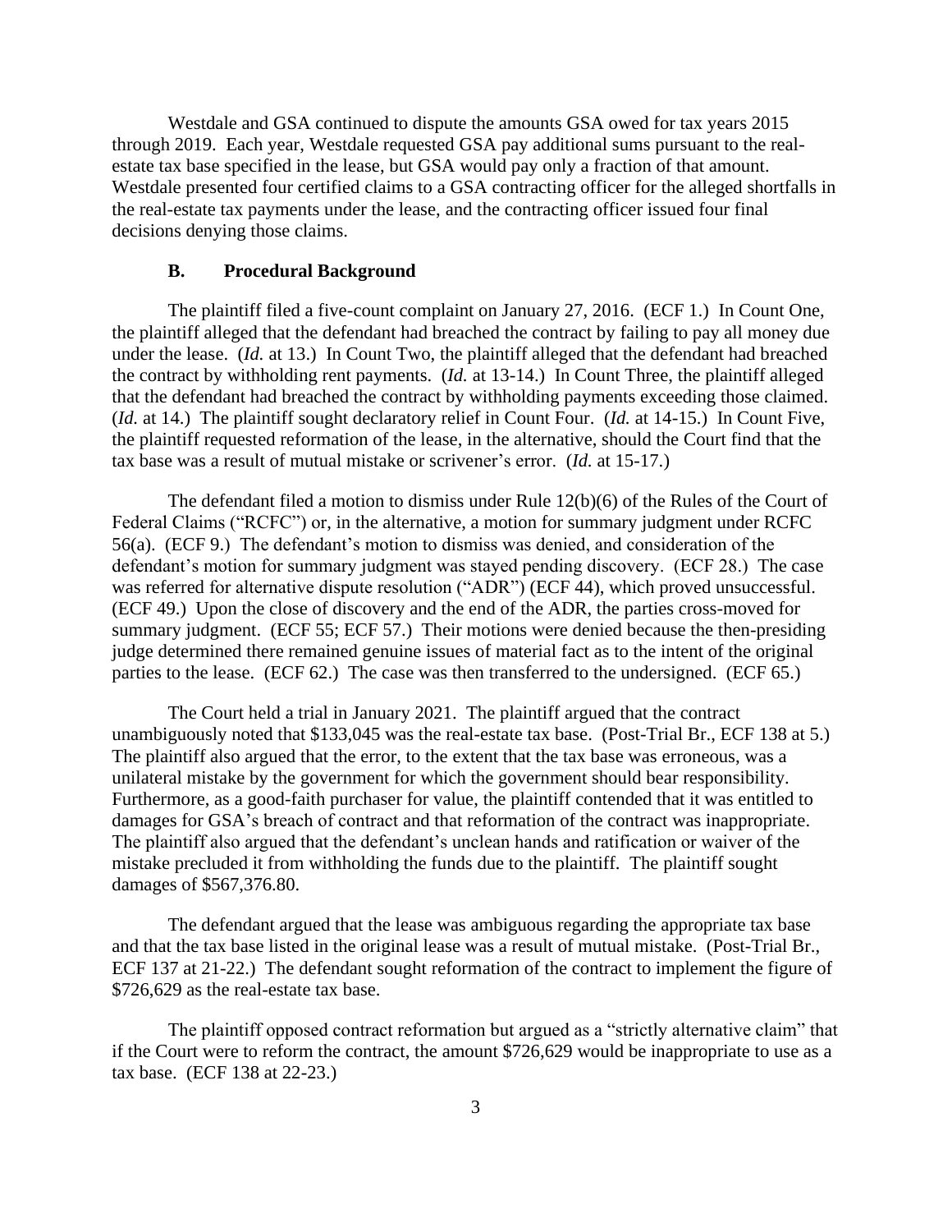Westdale and GSA continued to dispute the amounts GSA owed for tax years 2015 through 2019. Each year, Westdale requested GSA pay additional sums pursuant to the real-estate tax base specified in the lease, but GSA would pay only a fraction of that amount. Westdale presented four certified claims to a GSA contracting officer for the alleged shortfalls in the real-estate tax payments under the lease, and the contracting officer issued four final decisions denying those claims.

### B. Procedural Background

The plaintiff filed a five-count complaint on January 27, 2016. (ECF 1.) In Count One, the plaintiff alleged that the defendant had breached the contract by failing to pay all money due under the lease. (*Id.* at 13.) In Count Two, the plaintiff alleged that the defendant had breached the contract by withholding rent payments. (*Id.* at 13-14.) In Count Three, the plaintiff alleged that the defendant had breached the contract by withholding payments exceeding those claimed. (*Id.* at 14.) The plaintiff sought declaratory relief in Count Four. (*Id.* at 14-15.) In Count Five, the plaintiff requested reformation of the lease, in the alternative, should the Court find that the tax base was a result of mutual mistake or scrivener's error. (*Id.* at 15-17.)

The defendant filed a motion to dismiss under Rule 12(b)(6) of the Rules of the Court of Federal Claims ("RCFC") or, in the alternative, a motion for summary judgment under RCFC 56(a). (ECF 9.) The defendant's motion to dismiss was denied, and consideration of the defendant's motion for summary judgment was stayed pending discovery. (ECF 28.) The case was referred for alternative dispute resolution ("ADR") (ECF 44), which proved unsuccessful. (ECF 49.) Upon the close of discovery and the end of the ADR, the parties cross-moved for summary judgment. (ECF 55; ECF 57.) Their motions were denied because the then-presiding judge determined there remained genuine issues of material fact as to the intent of the original parties to the lease. (ECF 62.) The case was then transferred to the undersigned. (ECF 65.)

The Court held a trial in January 2021. The plaintiff argued that the contract unambiguously noted that $133,045 was the real-estate tax base. (Post-Trial Br., ECF 138 at 5.) The plaintiff also argued that the error, to the extent that the tax base was erroneous, was a unilateral mistake by the government for which the government should bear responsibility. Furthermore, as a good-faith purchaser for value, the plaintiff contended that it was entitled to damages for GSA's breach of contract and that reformation of the contract was inappropriate. The plaintiff also argued that the defendant's unclean hands and ratification or waiver of the mistake precluded it from withholding the funds due to the plaintiff. The plaintiff sought damages of $567,376.80.

The defendant argued that the lease was ambiguous regarding the appropriate tax base and that the tax base listed in the original lease was a result of mutual mistake. (Post-Trial Br., ECF 137 at 21-22.) The defendant sought reformation of the contract to implement the figure of $726,629 as the real-estate tax base.

The plaintiff opposed contract reformation but argued as a "strictly alternative claim" that if the Court were to reform the contract, the amount $726,629 would be inappropriate to use as a tax base. (ECF 138 at 22-23.)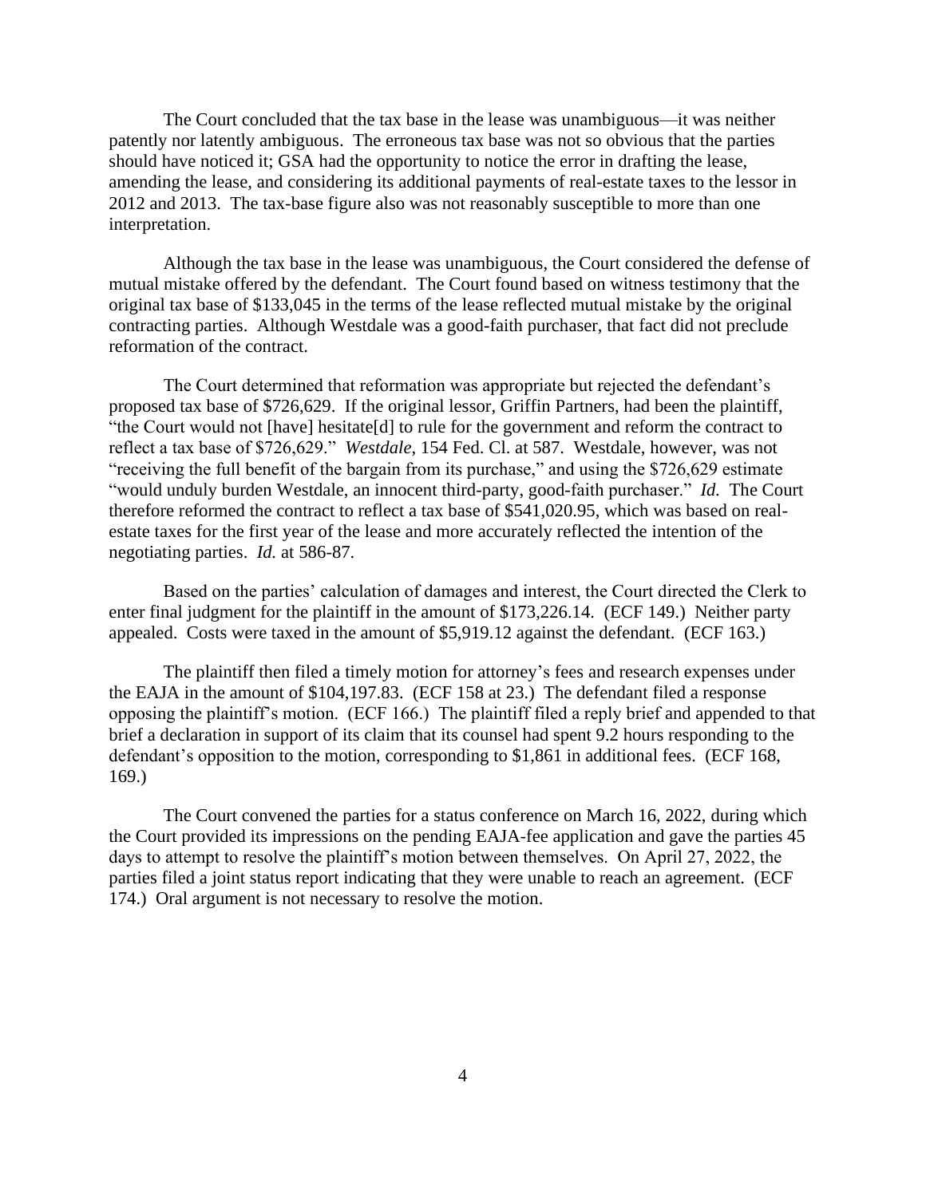The Court concluded that the tax base in the lease was unambiguous—it was neither patently nor latently ambiguous. The erroneous tax base was not so obvious that the parties should have noticed it; GSA had the opportunity to notice the error in drafting the lease, amending the lease, and considering its additional payments of real-estate taxes to the lessor in 2012 and 2013. The tax-base figure also was not reasonably susceptible to more than one interpretation.

Although the tax base in the lease was unambiguous, the Court considered the defense of mutual mistake offered by the defendant. The Court found based on witness testimony that the original tax base of $133,045 in the terms of the lease reflected mutual mistake by the original contracting parties. Although Westdale was a good-faith purchaser, that fact did not preclude reformation of the contract.

The Court determined that reformation was appropriate but rejected the defendant's proposed tax base of $726,629. If the original lessor, Griffin Partners, had been the plaintiff, "the Court would not [have] hesitate[d] to rule for the government and reform the contract to reflect a tax base of $726,629." *Westdale*, 154 Fed. Cl. at 587. Westdale, however, was not "receiving the full benefit of the bargain from its purchase," and using the $726,629 estimate "would unduly burden Westdale, an innocent third-party, good-faith purchaser." *Id.* The Court therefore reformed the contract to reflect a tax base of $541,020.95, which was based on real-estate taxes for the first year of the lease and more accurately reflected the intention of the negotiating parties. *Id.* at 586-87.

Based on the parties' calculation of damages and interest, the Court directed the Clerk to enter final judgment for the plaintiff in the amount of $173,226.14. (ECF 149.) Neither party appealed. Costs were taxed in the amount of $5,919.12 against the defendant. (ECF 163.)

The plaintiff then filed a timely motion for attorney's fees and research expenses under the EAJA in the amount of $104,197.83. (ECF 158 at 23.) The defendant filed a response opposing the plaintiff's motion. (ECF 166.) The plaintiff filed a reply brief and appended to that brief a declaration in support of its claim that its counsel had spent 9.2 hours responding to the defendant's opposition to the motion, corresponding to $1,861 in additional fees. (ECF 168, 169.)

The Court convened the parties for a status conference on March 16, 2022, during which the Court provided its impressions on the pending EAJA-fee application and gave the parties 45 days to attempt to resolve the plaintiff's motion between themselves. On April 27, 2022, the parties filed a joint status report indicating that they were unable to reach an agreement. (ECF 174.) Oral argument is not necessary to resolve the motion.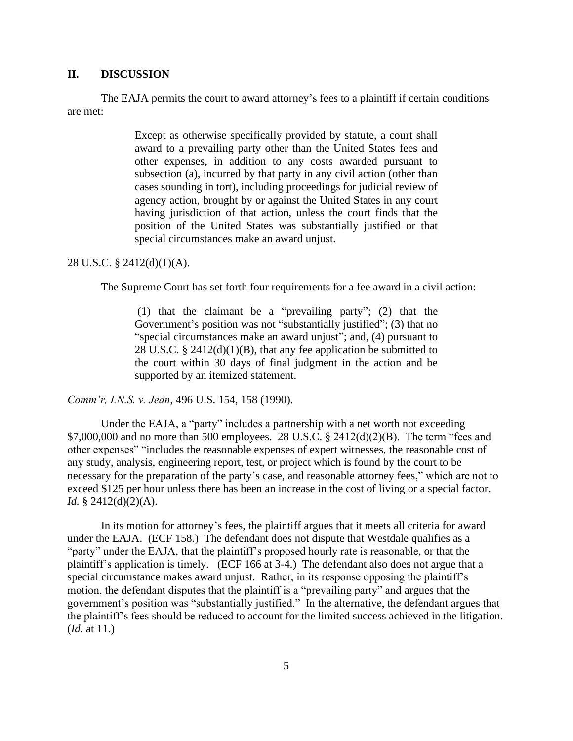## II. DISCUSSION

The EAJA permits the court to award attorney's fees to a plaintiff if certain conditions are met:

> Except as otherwise specifically provided by statute, a court shall award to a prevailing party other than the United States fees and other expenses, in addition to any costs awarded pursuant to subsection (a), incurred by that party in any civil action (other than cases sounding in tort), including proceedings for judicial review of agency action, brought by or against the United States in any court having jurisdiction of that action, unless the court finds that the position of the United States was substantially justified or that special circumstances make an award unjust.

28 U.S.C. § 2412(d)(1)(A).

The Supreme Court has set forth four requirements for a fee award in a civil action:

> (1) that the claimant be a "prevailing party"; (2) that the Government's position was not "substantially justified"; (3) that no "special circumstances make an award unjust"; and, (4) pursuant to 28 U.S.C. § 2412(d)(1)(B), that any fee application be submitted to the court within 30 days of final judgment in the action and be supported by an itemized statement.

*Comm'r, I.N.S. v. Jean*, 496 U.S. 154, 158 (1990).

Under the EAJA, a "party" includes a partnership with a net worth not exceeding $7,000,000 and no more than 500 employees. 28 U.S.C. § 2412(d)(2)(B). The term "fees and other expenses" "includes the reasonable expenses of expert witnesses, the reasonable cost of any study, analysis, engineering report, test, or project which is found by the court to be necessary for the preparation of the party's case, and reasonable attorney fees," which are not to exceed $125 per hour unless there has been an increase in the cost of living or a special factor. *Id.* § 2412(d)(2)(A).

In its motion for attorney's fees, the plaintiff argues that it meets all criteria for award under the EAJA. (ECF 158.) The defendant does not dispute that Westdale qualifies as a "party" under the EAJA, that the plaintiff's proposed hourly rate is reasonable, or that the plaintiff's application is timely. (ECF 166 at 3-4.) The defendant also does not argue that a special circumstance makes award unjust. Rather, in its response opposing the plaintiff's motion, the defendant disputes that the plaintiff is a "prevailing party" and argues that the government's position was "substantially justified." In the alternative, the defendant argues that the plaintiff's fees should be reduced to account for the limited success achieved in the litigation. (*Id.* at 11.)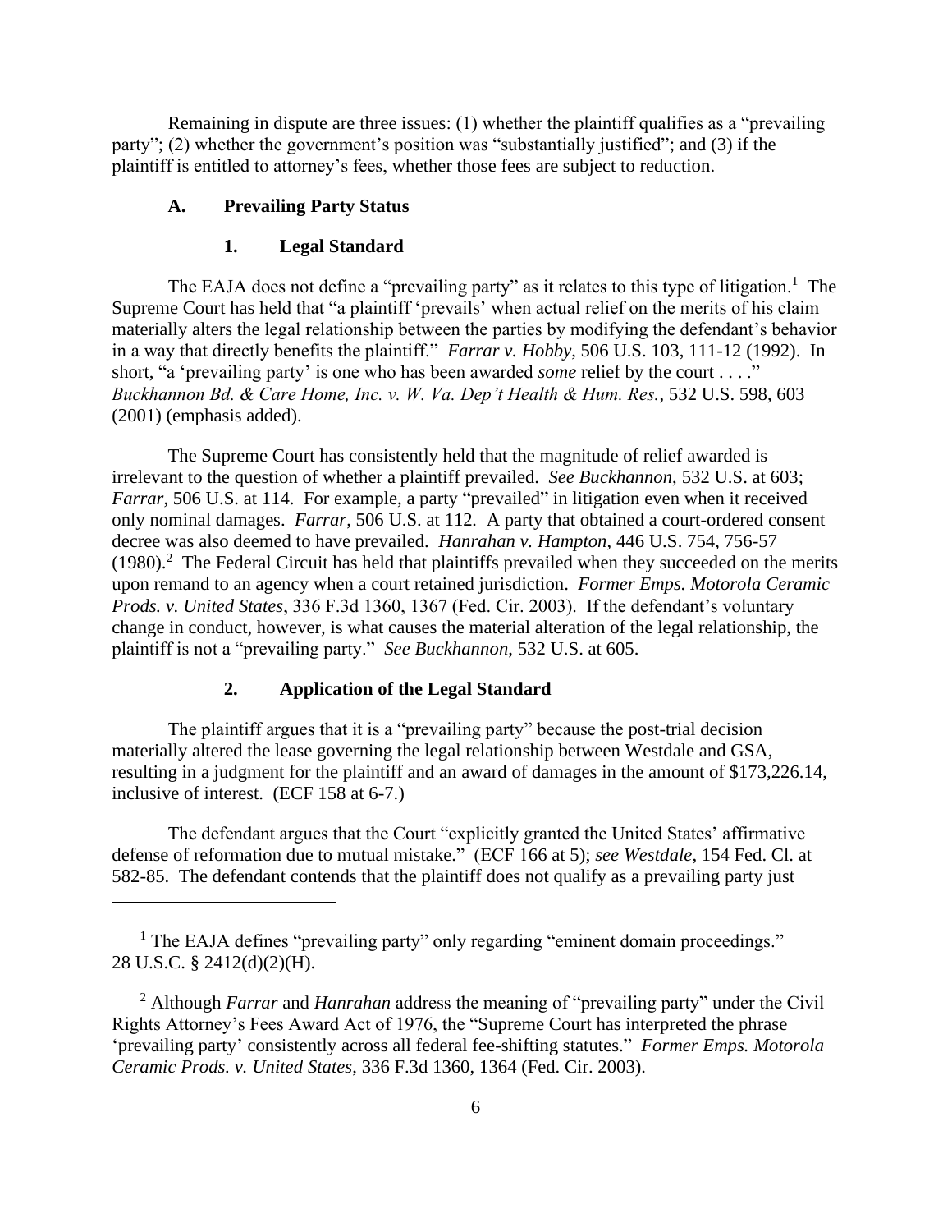Remaining in dispute are three issues: (1) whether the plaintiff qualifies as a "prevailing party"; (2) whether the government's position was "substantially justified"; and (3) if the plaintiff is entitled to attorney's fees, whether those fees are subject to reduction.

### A. Prevailing Party Status

#### 1. Legal Standard

The EAJA does not define a "prevailing party" as it relates to this type of litigation.[1] The Supreme Court has held that "a plaintiff 'prevails' when actual relief on the merits of his claim materially alters the legal relationship between the parties by modifying the defendant's behavior in a way that directly benefits the plaintiff." *Farrar v. Hobby*, 506 U.S. 103, 111-12 (1992). In short, "a 'prevailing party' is one who has been awarded *some* relief by the court . . . ." *Buckhannon Bd. & Care Home, Inc. v. W. Va. Dep't Health & Hum. Res.*, 532 U.S. 598, 603 (2001) (emphasis added).

The Supreme Court has consistently held that the magnitude of relief awarded is irrelevant to the question of whether a plaintiff prevailed. *See Buckhannon*, 532 U.S. at 603; *Farrar*, 506 U.S. at 114. For example, a party "prevailed" in litigation even when it received only nominal damages. *Farrar*, 506 U.S. at 112. A party that obtained a court-ordered consent decree was also deemed to have prevailed. *Hanrahan v. Hampton*, 446 U.S. 754, 756-57 (1980).[2] The Federal Circuit has held that plaintiffs prevailed when they succeeded on the merits upon remand to an agency when a court retained jurisdiction. *Former Emps. Motorola Ceramic Prods. v. United States*, 336 F.3d 1360, 1367 (Fed. Cir. 2003). If the defendant's voluntary change in conduct, however, is what causes the material alteration of the legal relationship, the plaintiff is not a "prevailing party." *See Buckhannon*, 532 U.S. at 605.

#### 2. Application of the Legal Standard

The plaintiff argues that it is a "prevailing party" because the post-trial decision materially altered the lease governing the legal relationship between Westdale and GSA, resulting in a judgment for the plaintiff and an award of damages in the amount of $173,226.14, inclusive of interest. (ECF 158 at 6-7.)

The defendant argues that the Court "explicitly granted the United States' affirmative defense of reformation due to mutual mistake." (ECF 166 at 5); *see Westdale*, 154 Fed. Cl. at 582-85. The defendant contends that the plaintiff does not qualify as a prevailing party just

---

[1] The EAJA defines "prevailing party" only regarding "eminent domain proceedings." 28 U.S.C. § 2412(d)(2)(H).

[2] Although *Farrar* and *Hanrahan* address the meaning of "prevailing party" under the Civil Rights Attorney's Fees Award Act of 1976, the "Supreme Court has interpreted the phrase 'prevailing party' consistently across all federal fee-shifting statutes." *Former Emps. Motorola Ceramic Prods. v. United States*, 336 F.3d 1360, 1364 (Fed. Cir. 2003).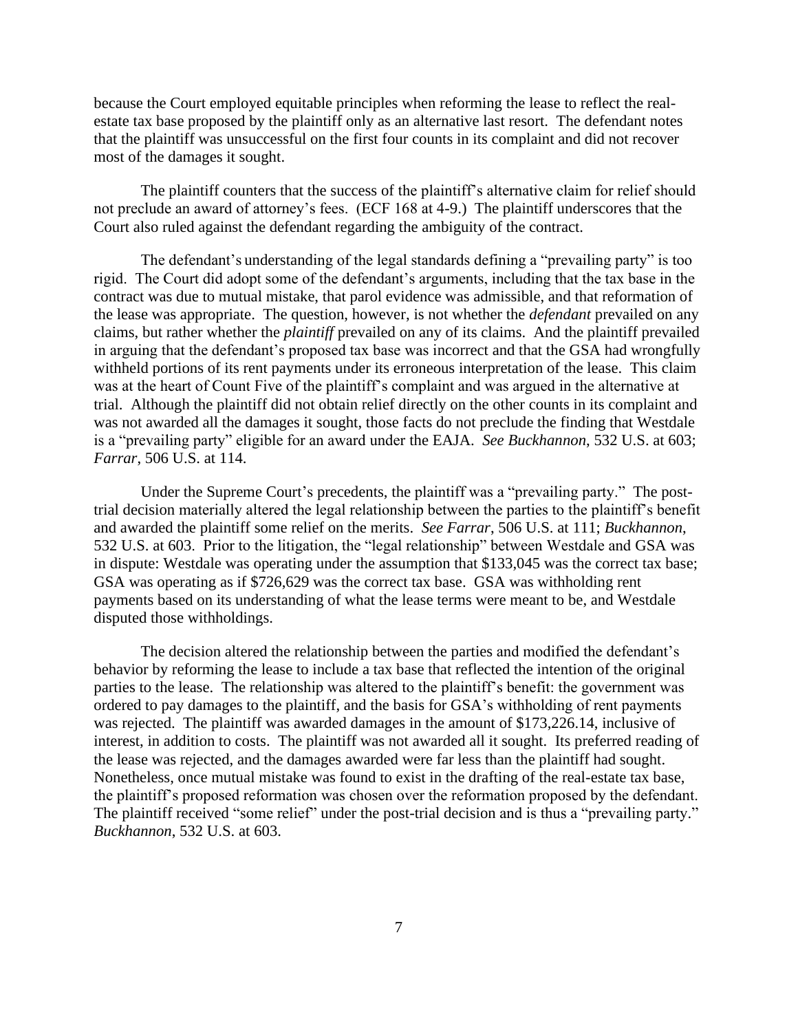because the Court employed equitable principles when reforming the lease to reflect the real-estate tax base proposed by the plaintiff only as an alternative last resort. The defendant notes that the plaintiff was unsuccessful on the first four counts in its complaint and did not recover most of the damages it sought.

The plaintiff counters that the success of the plaintiff's alternative claim for relief should not preclude an award of attorney's fees. (ECF 168 at 4-9.) The plaintiff underscores that the Court also ruled against the defendant regarding the ambiguity of the contract.

The defendant's understanding of the legal standards defining a "prevailing party" is too rigid. The Court did adopt some of the defendant's arguments, including that the tax base in the contract was due to mutual mistake, that parol evidence was admissible, and that reformation of the lease was appropriate. The question, however, is not whether the *defendant* prevailed on any claims, but rather whether the *plaintiff* prevailed on any of its claims. And the plaintiff prevailed in arguing that the defendant's proposed tax base was incorrect and that the GSA had wrongfully withheld portions of its rent payments under its erroneous interpretation of the lease. This claim was at the heart of Count Five of the plaintiff's complaint and was argued in the alternative at trial. Although the plaintiff did not obtain relief directly on the other counts in its complaint and was not awarded all the damages it sought, those facts do not preclude the finding that Westdale is a "prevailing party" eligible for an award under the EAJA. *See Buckhannon*, 532 U.S. at 603; *Farrar*, 506 U.S. at 114.

Under the Supreme Court's precedents, the plaintiff was a "prevailing party." The post-trial decision materially altered the legal relationship between the parties to the plaintiff's benefit and awarded the plaintiff some relief on the merits. *See Farrar*, 506 U.S. at 111; *Buckhannon*, 532 U.S. at 603. Prior to the litigation, the "legal relationship" between Westdale and GSA was in dispute: Westdale was operating under the assumption that \$133,045 was the correct tax base; GSA was operating as if \$726,629 was the correct tax base. GSA was withholding rent payments based on its understanding of what the lease terms were meant to be, and Westdale disputed those withholdings.

The decision altered the relationship between the parties and modified the defendant's behavior by reforming the lease to include a tax base that reflected the intention of the original parties to the lease. The relationship was altered to the plaintiff's benefit: the government was ordered to pay damages to the plaintiff, and the basis for GSA's withholding of rent payments was rejected. The plaintiff was awarded damages in the amount of \$173,226.14, inclusive of interest, in addition to costs. The plaintiff was not awarded all it sought. Its preferred reading of the lease was rejected, and the damages awarded were far less than the plaintiff had sought. Nonetheless, once mutual mistake was found to exist in the drafting of the real-estate tax base, the plaintiff's proposed reformation was chosen over the reformation proposed by the defendant. The plaintiff received "some relief" under the post-trial decision and is thus a "prevailing party." *Buckhannon*, 532 U.S. at 603.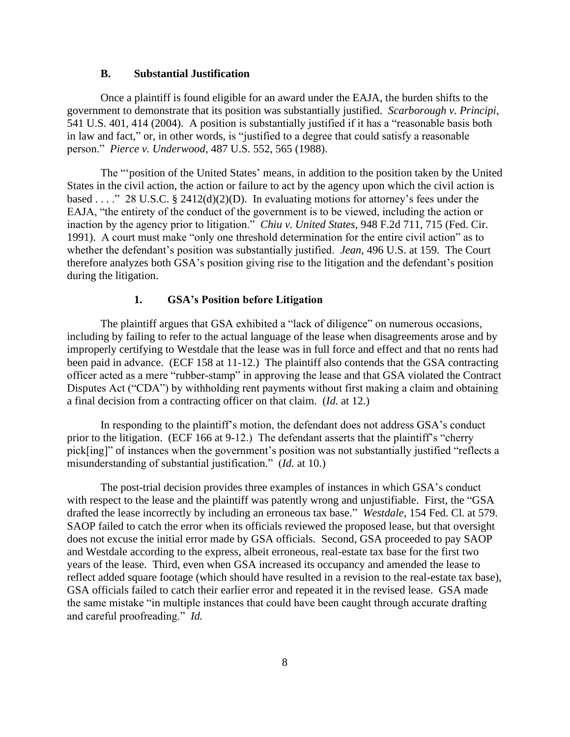### B. Substantial Justification

Once a plaintiff is found eligible for an award under the EAJA, the burden shifts to the government to demonstrate that its position was substantially justified. *Scarborough v. Principi*, 541 U.S. 401, 414 (2004). A position is substantially justified if it has a "reasonable basis both in law and fact," or, in other words, is "justified to a degree that could satisfy a reasonable person." *Pierce v. Underwood*, 487 U.S. 552, 565 (1988).

The "'position of the United States' means, in addition to the position taken by the United States in the civil action, the action or failure to act by the agency upon which the civil action is based . . . ." 28 U.S.C. § 2412(d)(2)(D). In evaluating motions for attorney's fees under the EAJA, "the entirety of the conduct of the government is to be viewed, including the action or inaction by the agency prior to litigation." *Chiu v. United States*, 948 F.2d 711, 715 (Fed. Cir. 1991). A court must make "only one threshold determination for the entire civil action" as to whether the defendant's position was substantially justified. *Jean*, 496 U.S. at 159. The Court therefore analyzes both GSA's position giving rise to the litigation and the defendant's position during the litigation.

#### 1. GSA's Position before Litigation

The plaintiff argues that GSA exhibited a "lack of diligence" on numerous occasions, including by failing to refer to the actual language of the lease when disagreements arose and by improperly certifying to Westdale that the lease was in full force and effect and that no rents had been paid in advance. (ECF 158 at 11-12.) The plaintiff also contends that the GSA contracting officer acted as a mere "rubber-stamp" in approving the lease and that GSA violated the Contract Disputes Act ("CDA") by withholding rent payments without first making a claim and obtaining a final decision from a contracting officer on that claim. (*Id.* at 12.)

In responding to the plaintiff's motion, the defendant does not address GSA's conduct prior to the litigation. (ECF 166 at 9-12.) The defendant asserts that the plaintiff's "cherry pick[ing]" of instances when the government's position was not substantially justified "reflects a misunderstanding of substantial justification." (*Id.* at 10.)

The post-trial decision provides three examples of instances in which GSA's conduct with respect to the lease and the plaintiff was patently wrong and unjustifiable. First, the "GSA drafted the lease incorrectly by including an erroneous tax base." *Westdale*, 154 Fed. Cl. at 579. SAOP failed to catch the error when its officials reviewed the proposed lease, but that oversight does not excuse the initial error made by GSA officials. Second, GSA proceeded to pay SAOP and Westdale according to the express, albeit erroneous, real-estate tax base for the first two years of the lease. Third, even when GSA increased its occupancy and amended the lease to reflect added square footage (which should have resulted in a revision to the real-estate tax base), GSA officials failed to catch their earlier error and repeated it in the revised lease. GSA made the same mistake "in multiple instances that could have been caught through accurate drafting and careful proofreading." *Id.*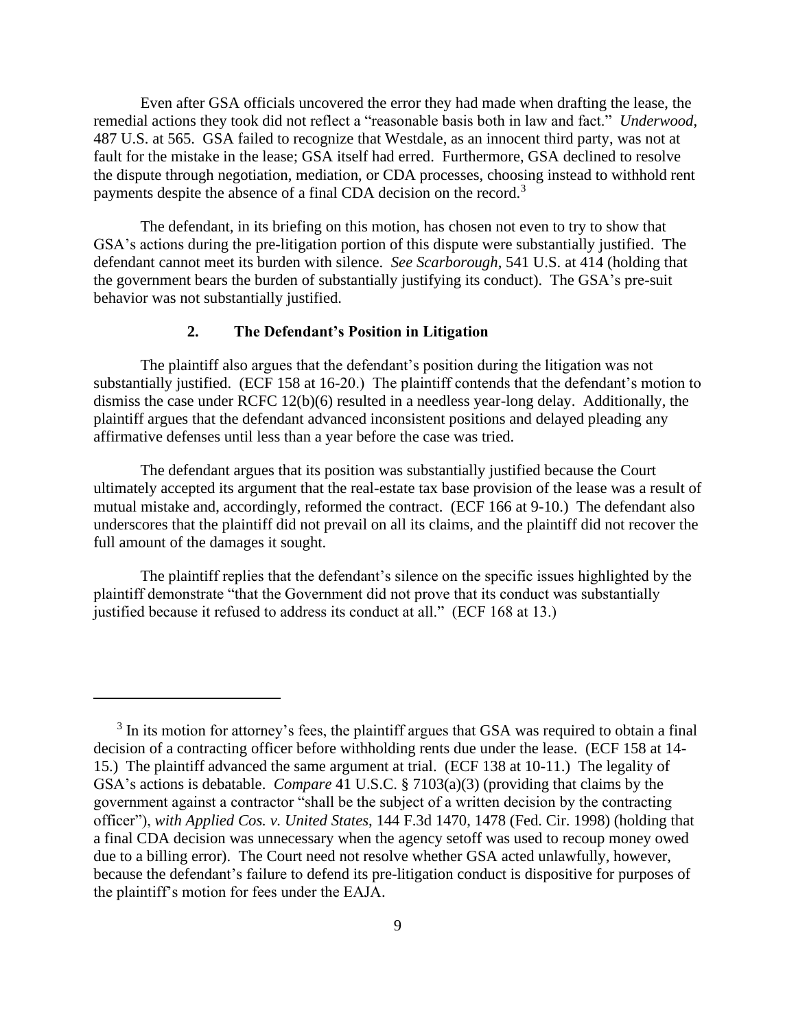Even after GSA officials uncovered the error they had made when drafting the lease, the remedial actions they took did not reflect a "reasonable basis both in law and fact." *Underwood*, 487 U.S. at 565. GSA failed to recognize that Westdale, as an innocent third party, was not at fault for the mistake in the lease; GSA itself had erred. Furthermore, GSA declined to resolve the dispute through negotiation, mediation, or CDA processes, choosing instead to withhold rent payments despite the absence of a final CDA decision on the record.[3]

The defendant, in its briefing on this motion, has chosen not even to try to show that GSA's actions during the pre-litigation portion of this dispute were substantially justified. The defendant cannot meet its burden with silence. *See Scarborough*, 541 U.S. at 414 (holding that the government bears the burden of substantially justifying its conduct). The GSA's pre-suit behavior was not substantially justified.

### 2. The Defendant's Position in Litigation

The plaintiff also argues that the defendant's position during the litigation was not substantially justified. (ECF 158 at 16-20.) The plaintiff contends that the defendant's motion to dismiss the case under RCFC 12(b)(6) resulted in a needless year-long delay. Additionally, the plaintiff argues that the defendant advanced inconsistent positions and delayed pleading any affirmative defenses until less than a year before the case was tried.

The defendant argues that its position was substantially justified because the Court ultimately accepted its argument that the real-estate tax base provision of the lease was a result of mutual mistake and, accordingly, reformed the contract. (ECF 166 at 9-10.) The defendant also underscores that the plaintiff did not prevail on all its claims, and the plaintiff did not recover the full amount of the damages it sought.

The plaintiff replies that the defendant's silence on the specific issues highlighted by the plaintiff demonstrate "that the Government did not prove that its conduct was substantially justified because it refused to address its conduct at all." (ECF 168 at 13.)

---

[3] In its motion for attorney's fees, the plaintiff argues that GSA was required to obtain a final decision of a contracting officer before withholding rents due under the lease. (ECF 158 at 14-15.) The plaintiff advanced the same argument at trial. (ECF 138 at 10-11.) The legality of GSA's actions is debatable. *Compare* 41 U.S.C. § 7103(a)(3) (providing that claims by the government against a contractor "shall be the subject of a written decision by the contracting officer"), *with Applied Cos. v. United States*, 144 F.3d 1470, 1478 (Fed. Cir. 1998) (holding that a final CDA decision was unnecessary when the agency setoff was used to recoup money owed due to a billing error). The Court need not resolve whether GSA acted unlawfully, however, because the defendant's failure to defend its pre-litigation conduct is dispositive for purposes of the plaintiff's motion for fees under the EAJA.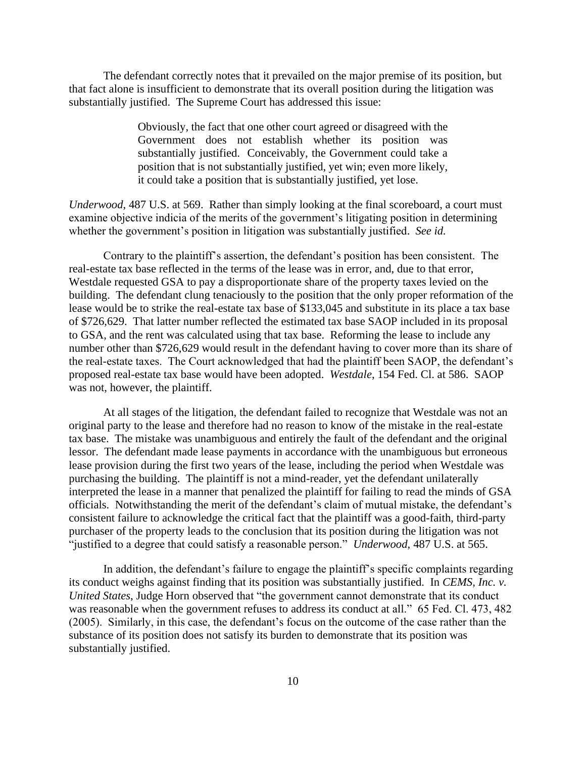The defendant correctly notes that it prevailed on the major premise of its position, but that fact alone is insufficient to demonstrate that its overall position during the litigation was substantially justified. The Supreme Court has addressed this issue:

> Obviously, the fact that one other court agreed or disagreed with the Government does not establish whether its position was substantially justified. Conceivably, the Government could take a position that is not substantially justified, yet win; even more likely, it could take a position that is substantially justified, yet lose.

*Underwood*, 487 U.S. at 569. Rather than simply looking at the final scoreboard, a court must examine objective indicia of the merits of the government's litigating position in determining whether the government's position in litigation was substantially justified. *See id.*

Contrary to the plaintiff's assertion, the defendant's position has been consistent. The real-estate tax base reflected in the terms of the lease was in error, and, due to that error, Westdale requested GSA to pay a disproportionate share of the property taxes levied on the building. The defendant clung tenaciously to the position that the only proper reformation of the lease would be to strike the real-estate tax base of $133,045 and substitute in its place a tax base of $726,629. That latter number reflected the estimated tax base SAOP included in its proposal to GSA, and the rent was calculated using that tax base. Reforming the lease to include any number other than $726,629 would result in the defendant having to cover more than its share of the real-estate taxes. The Court acknowledged that had the plaintiff been SAOP, the defendant's proposed real-estate tax base would have been adopted. *Westdale*, 154 Fed. Cl. at 586. SAOP was not, however, the plaintiff.

At all stages of the litigation, the defendant failed to recognize that Westdale was not an original party to the lease and therefore had no reason to know of the mistake in the real-estate tax base. The mistake was unambiguous and entirely the fault of the defendant and the original lessor. The defendant made lease payments in accordance with the unambiguous but erroneous lease provision during the first two years of the lease, including the period when Westdale was purchasing the building. The plaintiff is not a mind-reader, yet the defendant unilaterally interpreted the lease in a manner that penalized the plaintiff for failing to read the minds of GSA officials. Notwithstanding the merit of the defendant's claim of mutual mistake, the defendant's consistent failure to acknowledge the critical fact that the plaintiff was a good-faith, third-party purchaser of the property leads to the conclusion that its position during the litigation was not "justified to a degree that could satisfy a reasonable person." *Underwood*, 487 U.S. at 565.

In addition, the defendant's failure to engage the plaintiff's specific complaints regarding its conduct weighs against finding that its position was substantially justified. In *CEMS, Inc. v. United States*, Judge Horn observed that "the government cannot demonstrate that its conduct was reasonable when the government refuses to address its conduct at all." 65 Fed. Cl. 473, 482 (2005). Similarly, in this case, the defendant's focus on the outcome of the case rather than the substance of its position does not satisfy its burden to demonstrate that its position was substantially justified.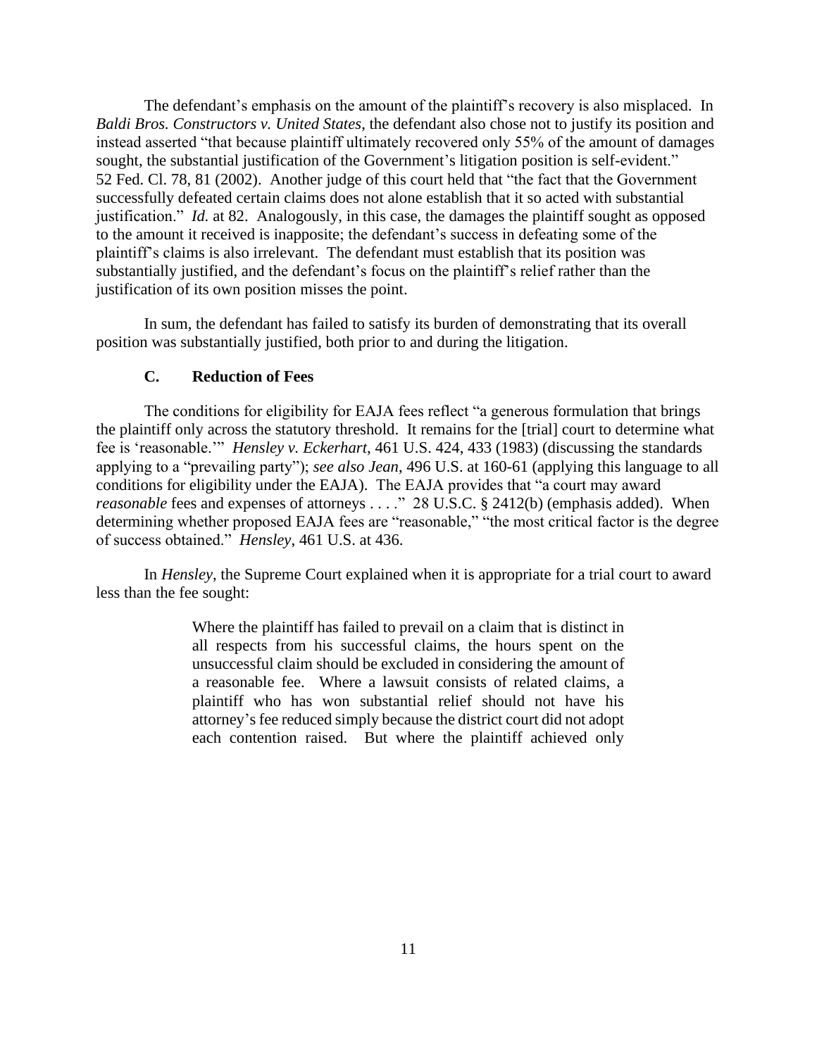The defendant's emphasis on the amount of the plaintiff's recovery is also misplaced. In *Baldi Bros. Constructors v. United States*, the defendant also chose not to justify its position and instead asserted "that because plaintiff ultimately recovered only 55% of the amount of damages sought, the substantial justification of the Government's litigation position is self-evident." 52 Fed. Cl. 78, 81 (2002). Another judge of this court held that "the fact that the Government successfully defeated certain claims does not alone establish that it so acted with substantial justification." *Id.* at 82. Analogously, in this case, the damages the plaintiff sought as opposed to the amount it received is inapposite; the defendant's success in defeating some of the plaintiff's claims is also irrelevant. The defendant must establish that its position was substantially justified, and the defendant's focus on the plaintiff's relief rather than the justification of its own position misses the point.

In sum, the defendant has failed to satisfy its burden of demonstrating that its overall position was substantially justified, both prior to and during the litigation.

### C. Reduction of Fees

The conditions for eligibility for EAJA fees reflect "a generous formulation that brings the plaintiff only across the statutory threshold. It remains for the [trial] court to determine what fee is 'reasonable.'" *Hensley v. Eckerhart*, 461 U.S. 424, 433 (1983) (discussing the standards applying to a "prevailing party"); *see also Jean*, 496 U.S. at 160-61 (applying this language to all conditions for eligibility under the EAJA). The EAJA provides that "a court may award *reasonable* fees and expenses of attorneys . . . ." 28 U.S.C. § 2412(b) (emphasis added). When determining whether proposed EAJA fees are "reasonable," "the most critical factor is the degree of success obtained." *Hensley*, 461 U.S. at 436.

In *Hensley*, the Supreme Court explained when it is appropriate for a trial court to award less than the fee sought:

> Where the plaintiff has failed to prevail on a claim that is distinct in all respects from his successful claims, the hours spent on the unsuccessful claim should be excluded in considering the amount of a reasonable fee. Where a lawsuit consists of related claims, a plaintiff who has won substantial relief should not have his attorney's fee reduced simply because the district court did not adopt each contention raised. But where the plaintiff achieved only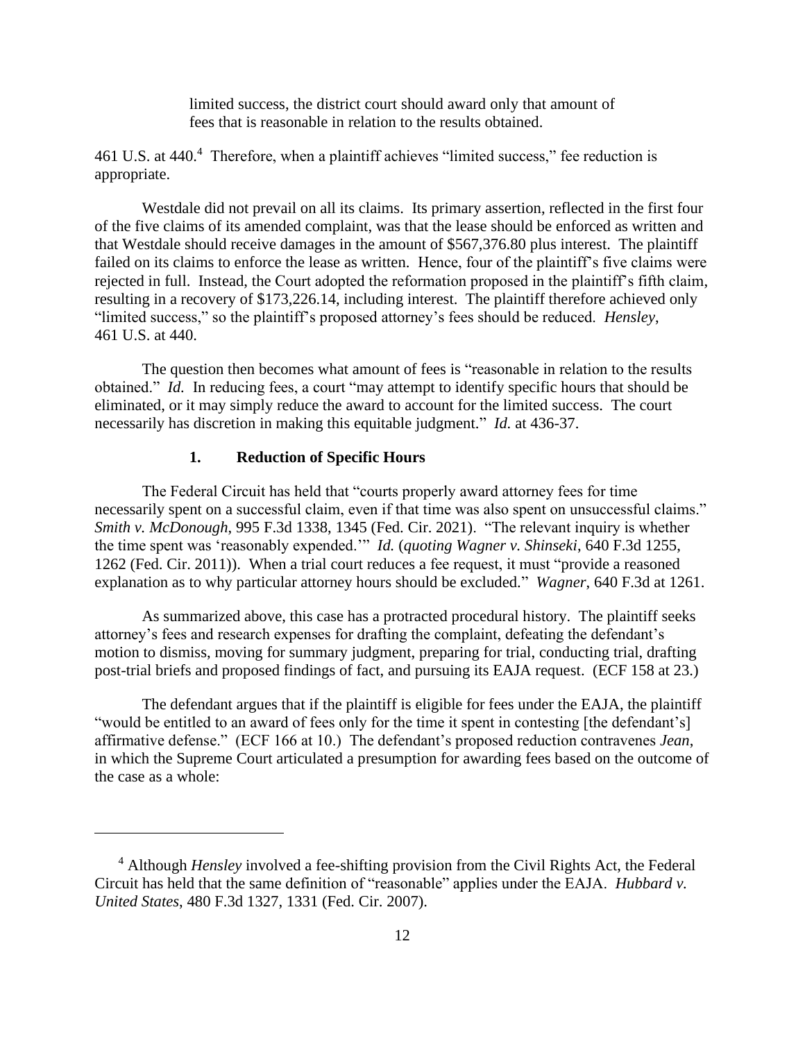> limited success, the district court should award only that amount of fees that is reasonable in relation to the results obtained.

461 U.S. at 440.[4] Therefore, when a plaintiff achieves "limited success," fee reduction is appropriate.

Westdale did not prevail on all its claims. Its primary assertion, reflected in the first four of the five claims of its amended complaint, was that the lease should be enforced as written and that Westdale should receive damages in the amount of $567,376.80 plus interest. The plaintiff failed on its claims to enforce the lease as written. Hence, four of the plaintiff's five claims were rejected in full. Instead, the Court adopted the reformation proposed in the plaintiff's fifth claim, resulting in a recovery of $173,226.14, including interest. The plaintiff therefore achieved only "limited success," so the plaintiff's proposed attorney's fees should be reduced. *Hensley*, 461 U.S. at 440.

The question then becomes what amount of fees is "reasonable in relation to the results obtained." *Id.* In reducing fees, a court "may attempt to identify specific hours that should be eliminated, or it may simply reduce the award to account for the limited success. The court necessarily has discretion in making this equitable judgment." *Id.* at 436-37.

### 1. Reduction of Specific Hours

The Federal Circuit has held that "courts properly award attorney fees for time necessarily spent on a successful claim, even if that time was also spent on unsuccessful claims." *Smith v. McDonough*, 995 F.3d 1338, 1345 (Fed. Cir. 2021). "The relevant inquiry is whether the time spent was 'reasonably expended.'" *Id.* (*quoting Wagner v. Shinseki*, 640 F.3d 1255, 1262 (Fed. Cir. 2011)). When a trial court reduces a fee request, it must "provide a reasoned explanation as to why particular attorney hours should be excluded." *Wagner*, 640 F.3d at 1261.

As summarized above, this case has a protracted procedural history. The plaintiff seeks attorney's fees and research expenses for drafting the complaint, defeating the defendant's motion to dismiss, moving for summary judgment, preparing for trial, conducting trial, drafting post-trial briefs and proposed findings of fact, and pursuing its EAJA request. (ECF 158 at 23.)

The defendant argues that if the plaintiff is eligible for fees under the EAJA, the plaintiff "would be entitled to an award of fees only for the time it spent in contesting [the defendant's] affirmative defense." (ECF 166 at 10.) The defendant's proposed reduction contravenes *Jean*, in which the Supreme Court articulated a presumption for awarding fees based on the outcome of the case as a whole:

[4] Although *Hensley* involved a fee-shifting provision from the Civil Rights Act, the Federal Circuit has held that the same definition of "reasonable" applies under the EAJA. *Hubbard v. United States*, 480 F.3d 1327, 1331 (Fed. Cir. 2007).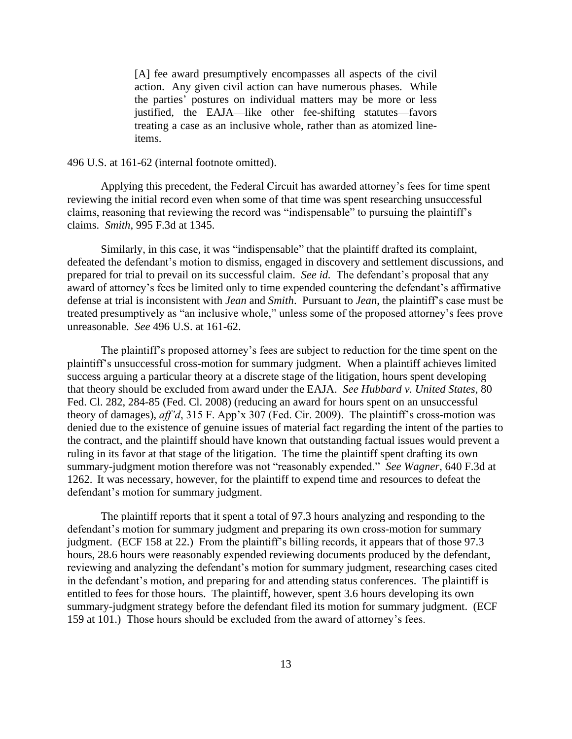> [A] fee award presumptively encompasses all aspects of the civil action. Any given civil action can have numerous phases. While the parties' postures on individual matters may be more or less justified, the EAJA—like other fee-shifting statutes—favors treating a case as an inclusive whole, rather than as atomized line-items.

496 U.S. at 161-62 (internal footnote omitted).

Applying this precedent, the Federal Circuit has awarded attorney's fees for time spent reviewing the initial record even when some of that time was spent researching unsuccessful claims, reasoning that reviewing the record was "indispensable" to pursuing the plaintiff's claims. *Smith*, 995 F.3d at 1345.

Similarly, in this case, it was "indispensable" that the plaintiff drafted its complaint, defeated the defendant's motion to dismiss, engaged in discovery and settlement discussions, and prepared for trial to prevail on its successful claim. *See id.* The defendant's proposal that any award of attorney's fees be limited only to time expended countering the defendant's affirmative defense at trial is inconsistent with *Jean* and *Smith*. Pursuant to *Jean*, the plaintiff's case must be treated presumptively as "an inclusive whole," unless some of the proposed attorney's fees prove unreasonable. *See* 496 U.S. at 161-62.

The plaintiff's proposed attorney's fees are subject to reduction for the time spent on the plaintiff's unsuccessful cross-motion for summary judgment. When a plaintiff achieves limited success arguing a particular theory at a discrete stage of the litigation, hours spent developing that theory should be excluded from award under the EAJA. *See Hubbard v. United States*, 80 Fed. Cl. 282, 284-85 (Fed. Cl. 2008) (reducing an award for hours spent on an unsuccessful theory of damages), *aff'd*, 315 F. App'x 307 (Fed. Cir. 2009). The plaintiff's cross-motion was denied due to the existence of genuine issues of material fact regarding the intent of the parties to the contract, and the plaintiff should have known that outstanding factual issues would prevent a ruling in its favor at that stage of the litigation. The time the plaintiff spent drafting its own summary-judgment motion therefore was not "reasonably expended." *See Wagner*, 640 F.3d at 1262. It was necessary, however, for the plaintiff to expend time and resources to defeat the defendant's motion for summary judgment.

The plaintiff reports that it spent a total of 97.3 hours analyzing and responding to the defendant's motion for summary judgment and preparing its own cross-motion for summary judgment. (ECF 158 at 22.) From the plaintiff's billing records, it appears that of those 97.3 hours, 28.6 hours were reasonably expended reviewing documents produced by the defendant, reviewing and analyzing the defendant's motion for summary judgment, researching cases cited in the defendant's motion, and preparing for and attending status conferences. The plaintiff is entitled to fees for those hours. The plaintiff, however, spent 3.6 hours developing its own summary-judgment strategy before the defendant filed its motion for summary judgment. (ECF 159 at 101.) Those hours should be excluded from the award of attorney's fees.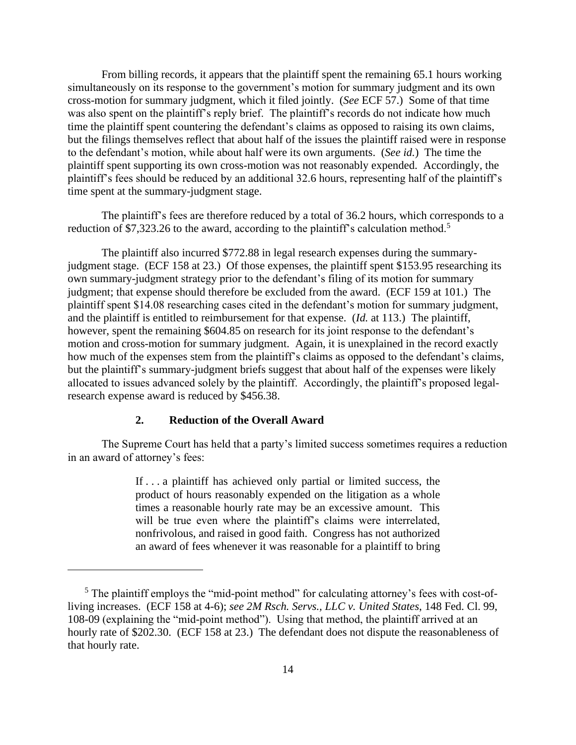From billing records, it appears that the plaintiff spent the remaining 65.1 hours working simultaneously on its response to the government's motion for summary judgment and its own cross-motion for summary judgment, which it filed jointly. (*See* ECF 57.) Some of that time was also spent on the plaintiff's reply brief. The plaintiff's records do not indicate how much time the plaintiff spent countering the defendant's claims as opposed to raising its own claims, but the filings themselves reflect that about half of the issues the plaintiff raised were in response to the defendant's motion, while about half were its own arguments. (*See id.*) The time the plaintiff spent supporting its own cross-motion was not reasonably expended. Accordingly, the plaintiff's fees should be reduced by an additional 32.6 hours, representing half of the plaintiff's time spent at the summary-judgment stage.

The plaintiff's fees are therefore reduced by a total of 36.2 hours, which corresponds to a reduction of $7,323.26 to the award, according to the plaintiff's calculation method.[5]

The plaintiff also incurred $772.88 in legal research expenses during the summary-judgment stage. (ECF 158 at 23.) Of those expenses, the plaintiff spent $153.95 researching its own summary-judgment strategy prior to the defendant's filing of its motion for summary judgment; that expense should therefore be excluded from the award. (ECF 159 at 101.) The plaintiff spent $14.08 researching cases cited in the defendant's motion for summary judgment, and the plaintiff is entitled to reimbursement for that expense. (*Id.* at 113.) The plaintiff, however, spent the remaining $604.85 on research for its joint response to the defendant's motion and cross-motion for summary judgment. Again, it is unexplained in the record exactly how much of the expenses stem from the plaintiff's claims as opposed to the defendant's claims, but the plaintiff's summary-judgment briefs suggest that about half of the expenses were likely allocated to issues advanced solely by the plaintiff. Accordingly, the plaintiff's proposed legal-research expense award is reduced by $456.38.

### 2. Reduction of the Overall Award

The Supreme Court has held that a party's limited success sometimes requires a reduction in an award of attorney's fees:

> If . . . a plaintiff has achieved only partial or limited success, the product of hours reasonably expended on the litigation as a whole times a reasonable hourly rate may be an excessive amount. This will be true even where the plaintiff's claims were interrelated, nonfrivolous, and raised in good faith. Congress has not authorized an award of fees whenever it was reasonable for a plaintiff to bring

---

[5] The plaintiff employs the "mid-point method" for calculating attorney's fees with cost-of-living increases. (ECF 158 at 4-6); *see 2M Rsch. Servs., LLC v. United States*, 148 Fed. Cl. 99, 108-09 (explaining the "mid-point method"). Using that method, the plaintiff arrived at an hourly rate of $202.30. (ECF 158 at 23.) The defendant does not dispute the reasonableness of that hourly rate.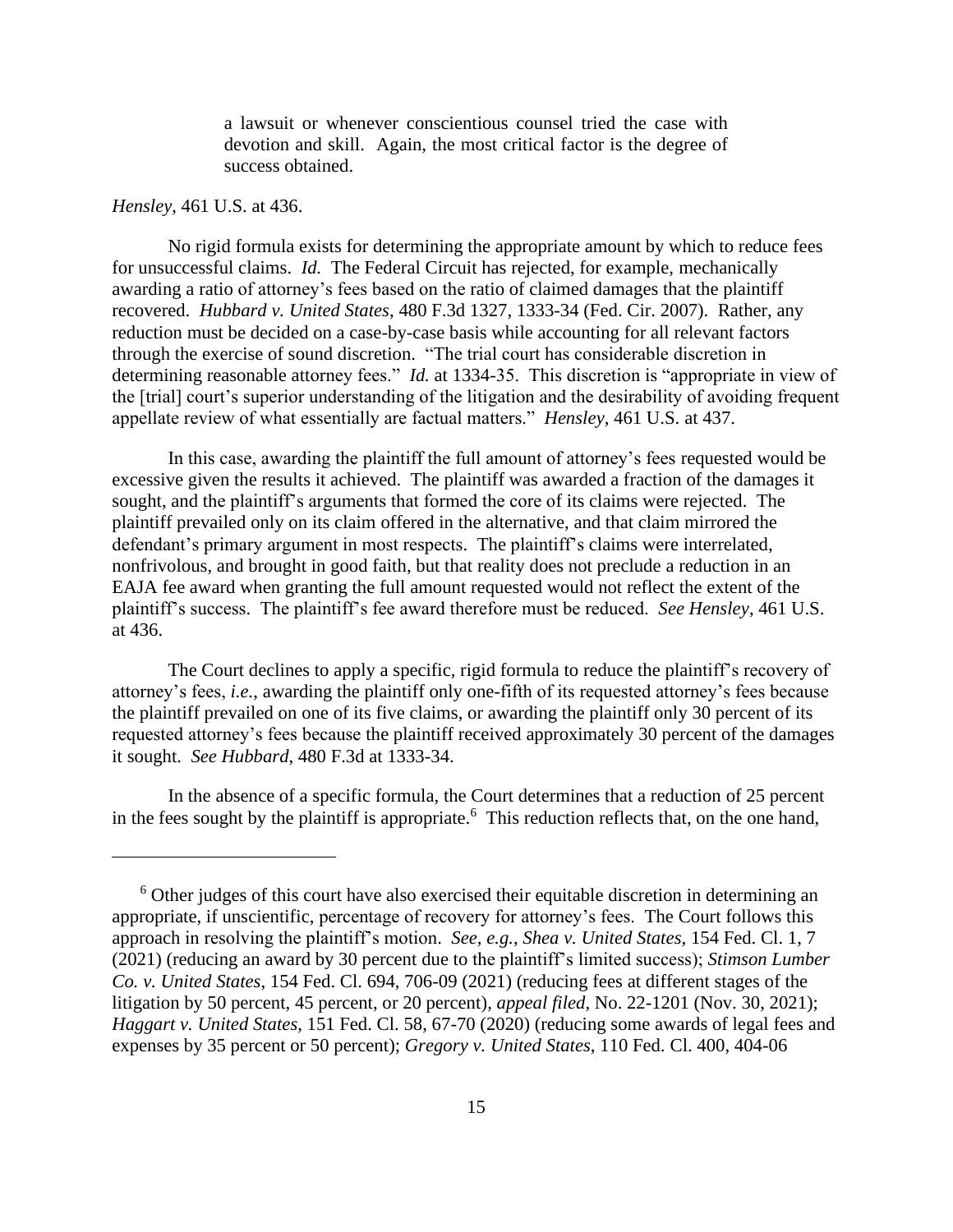> a lawsuit or whenever conscientious counsel tried the case with devotion and skill. Again, the most critical factor is the degree of success obtained.

*Hensley*, 461 U.S. at 436.

No rigid formula exists for determining the appropriate amount by which to reduce fees for unsuccessful claims. *Id.* The Federal Circuit has rejected, for example, mechanically awarding a ratio of attorney's fees based on the ratio of claimed damages that the plaintiff recovered. *Hubbard v. United States*, 480 F.3d 1327, 1333-34 (Fed. Cir. 2007). Rather, any reduction must be decided on a case-by-case basis while accounting for all relevant factors through the exercise of sound discretion. "The trial court has considerable discretion in determining reasonable attorney fees." *Id.* at 1334-35. This discretion is "appropriate in view of the [trial] court's superior understanding of the litigation and the desirability of avoiding frequent appellate review of what essentially are factual matters." *Hensley*, 461 U.S. at 437.

In this case, awarding the plaintiff the full amount of attorney's fees requested would be excessive given the results it achieved. The plaintiff was awarded a fraction of the damages it sought, and the plaintiff's arguments that formed the core of its claims were rejected. The plaintiff prevailed only on its claim offered in the alternative, and that claim mirrored the defendant's primary argument in most respects. The plaintiff's claims were interrelated, nonfrivolous, and brought in good faith, but that reality does not preclude a reduction in an EAJA fee award when granting the full amount requested would not reflect the extent of the plaintiff's success. The plaintiff's fee award therefore must be reduced. *See Hensley*, 461 U.S. at 436.

The Court declines to apply a specific, rigid formula to reduce the plaintiff's recovery of attorney's fees, *i.e.*, awarding the plaintiff only one-fifth of its requested attorney's fees because the plaintiff prevailed on one of its five claims, or awarding the plaintiff only 30 percent of its requested attorney's fees because the plaintiff received approximately 30 percent of the damages it sought. *See Hubbard*, 480 F.3d at 1333-34.

In the absence of a specific formula, the Court determines that a reduction of 25 percent in the fees sought by the plaintiff is appropriate.[6] This reduction reflects that, on the one hand,

---

[6] Other judges of this court have also exercised their equitable discretion in determining an appropriate, if unscientific, percentage of recovery for attorney's fees. The Court follows this approach in resolving the plaintiff's motion. *See, e.g.*, *Shea v. United States*, 154 Fed. Cl. 1, 7 (2021) (reducing an award by 30 percent due to the plaintiff's limited success); *Stimson Lumber Co. v. United States*, 154 Fed. Cl. 694, 706-09 (2021) (reducing fees at different stages of the litigation by 50 percent, 45 percent, or 20 percent), *appeal filed*, No. 22-1201 (Nov. 30, 2021); *Haggart v. United States*, 151 Fed. Cl. 58, 67-70 (2020) (reducing some awards of legal fees and expenses by 35 percent or 50 percent); *Gregory v. United States*, 110 Fed. Cl. 400, 404-06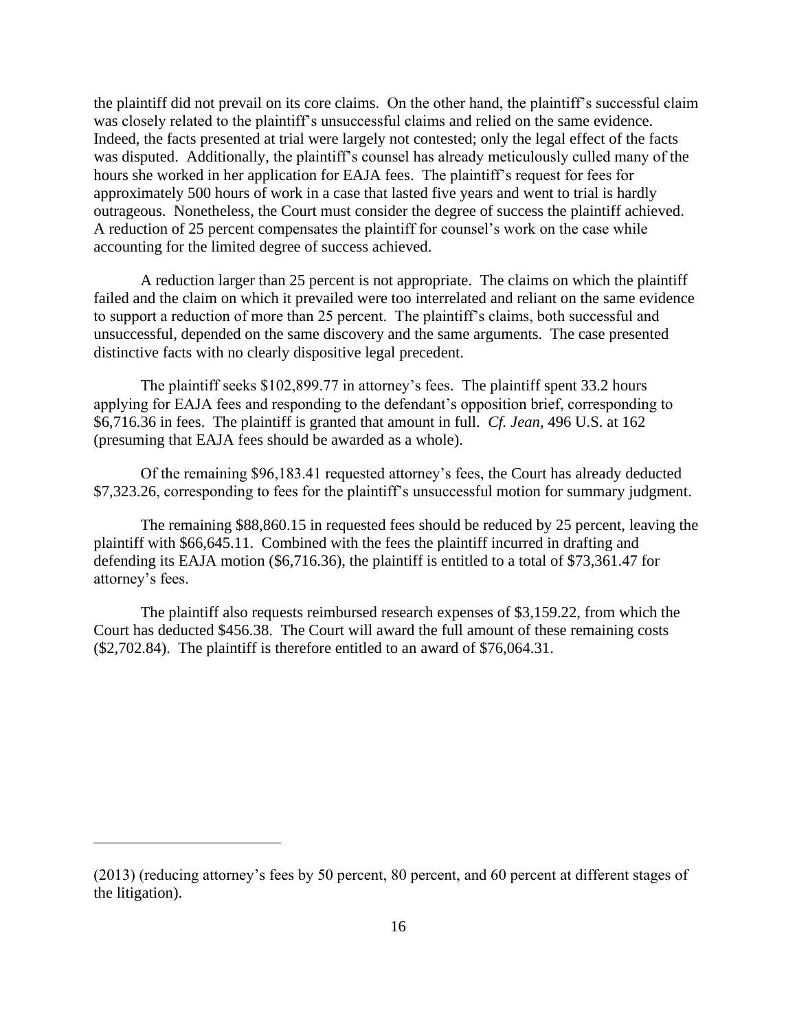the plaintiff did not prevail on its core claims. On the other hand, the plaintiff's successful claim was closely related to the plaintiff's unsuccessful claims and relied on the same evidence. Indeed, the facts presented at trial were largely not contested; only the legal effect of the facts was disputed. Additionally, the plaintiff's counsel has already meticulously culled many of the hours she worked in her application for EAJA fees. The plaintiff's request for fees for approximately 500 hours of work in a case that lasted five years and went to trial is hardly outrageous. Nonetheless, the Court must consider the degree of success the plaintiff achieved. A reduction of 25 percent compensates the plaintiff for counsel's work on the case while accounting for the limited degree of success achieved.

A reduction larger than 25 percent is not appropriate. The claims on which the plaintiff failed and the claim on which it prevailed were too interrelated and reliant on the same evidence to support a reduction of more than 25 percent. The plaintiff's claims, both successful and unsuccessful, depended on the same discovery and the same arguments. The case presented distinctive facts with no clearly dispositive legal precedent.

The plaintiff seeks $102,899.77 in attorney's fees. The plaintiff spent 33.2 hours applying for EAJA fees and responding to the defendant's opposition brief, corresponding to $6,716.36 in fees. The plaintiff is granted that amount in full. *Cf. Jean*, 496 U.S. at 162 (presuming that EAJA fees should be awarded as a whole).

Of the remaining $96,183.41 requested attorney's fees, the Court has already deducted $7,323.26, corresponding to fees for the plaintiff's unsuccessful motion for summary judgment.

The remaining $88,860.15 in requested fees should be reduced by 25 percent, leaving the plaintiff with $66,645.11. Combined with the fees the plaintiff incurred in drafting and defending its EAJA motion ($6,716.36), the plaintiff is entitled to a total of $73,361.47 for attorney's fees.

The plaintiff also requests reimbursed research expenses of $3,159.22, from which the Court has deducted $456.38. The Court will award the full amount of these remaining costs ($2,702.84). The plaintiff is therefore entitled to an award of $76,064.31.

---

(2013) (reducing attorney's fees by 50 percent, 80 percent, and 60 percent at different stages of the litigation).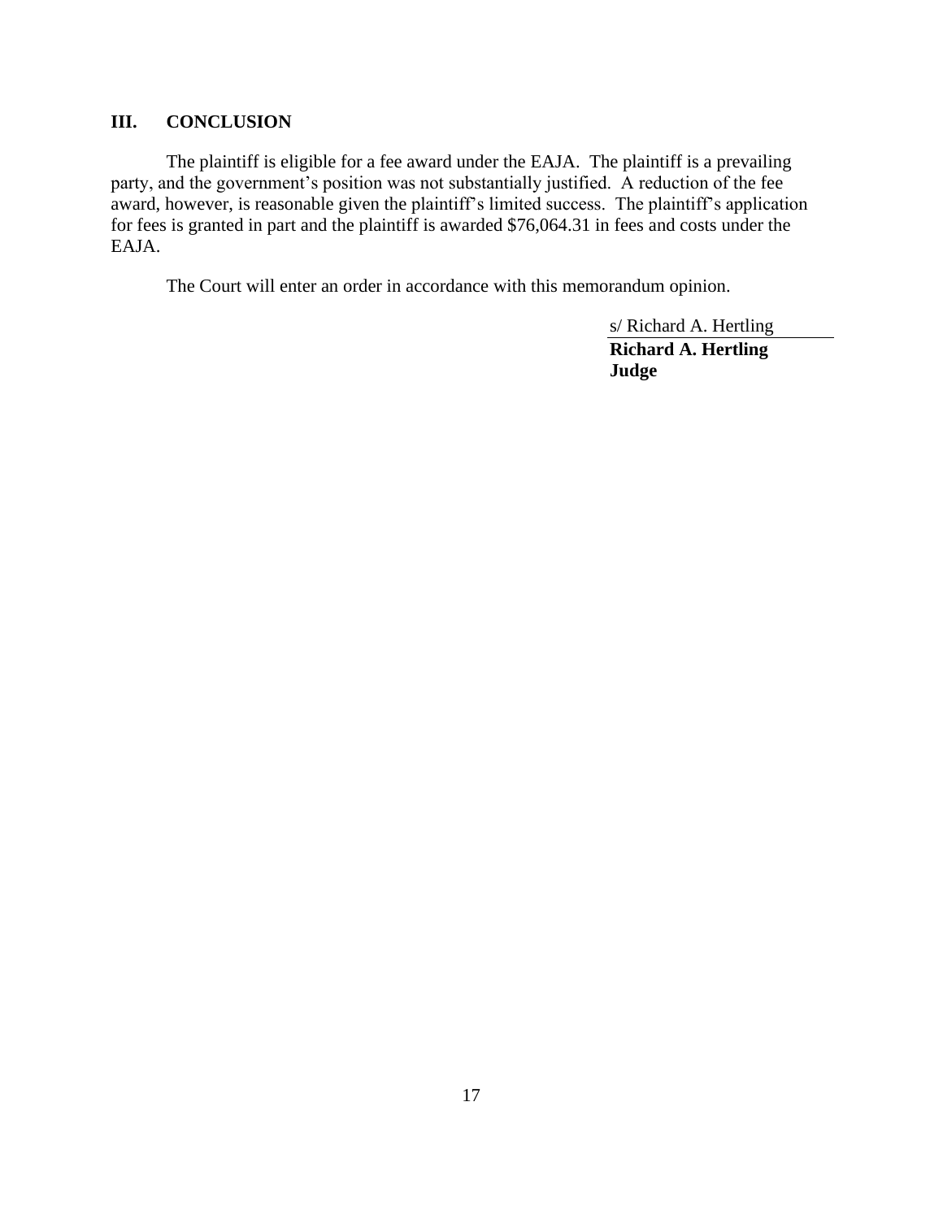## III. CONCLUSION

The plaintiff is eligible for a fee award under the EAJA. The plaintiff is a prevailing party, and the government's position was not substantially justified. A reduction of the fee award, however, is reasonable given the plaintiff's limited success. The plaintiff's application for fees is granted in part and the plaintiff is awarded $76,064.31 in fees and costs under the EAJA.

The Court will enter an order in accordance with this memorandum opinion.

s/ Richard A. Hertling

**Richard A. Hertling**
**Judge**